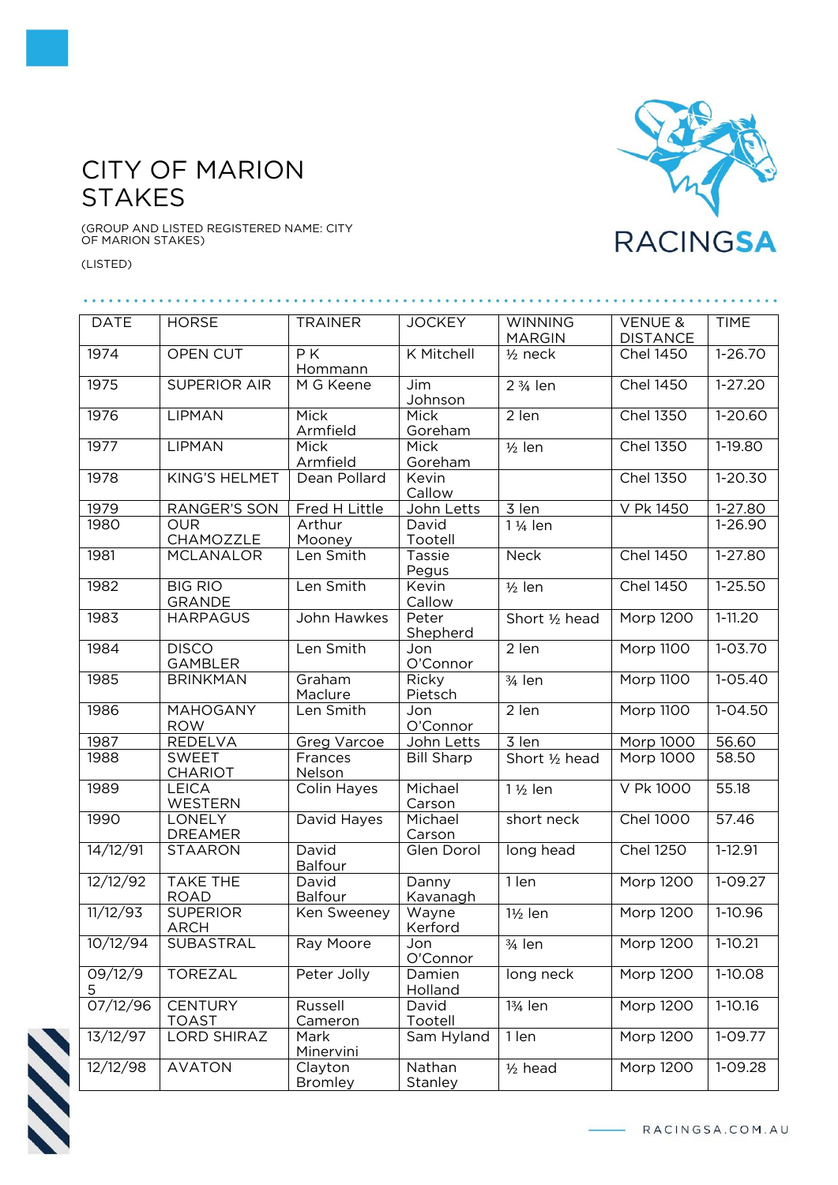# CITY OF MARION STAKES

(GROUP AND LISTED REGISTERED NAME: CITY OF MARION STAKES)

(LISTED)

| DATE | HORSE | TRAINER | JOCKEY | WINNING MARGIN | VENUE & DISTANCE | TIME |
|---|---|---|---|---|---|---|
| 1974 | OPEN CUT | P K Hommann | K Mitchell | ½ neck | Chel 1450 | 1-26.70 |
| 1975 | SUPERIOR AIR | M G Keene | Jim Johnson | 2 ¾ len | Chel 1450 | 1-27.20 |
| 1976 | LIPMAN | Mick Armfield | Mick Goreham | 2 len | Chel 1350 | 1-20.60 |
| 1977 | LIPMAN | Mick Armfield | Mick Goreham | ½ len | Chel 1350 | 1-19.80 |
| 1978 | KING'S HELMET | Dean Pollard | Kevin Callow | | Chel 1350 | 1-20.30 |
| 1979 | RANGER'S SON | Fred H Little | John Letts | 3 len | V Pk 1450 | 1-27.80 |
| 1980 | OUR CHAMOZZLE | Arthur Mooney | David Tootell | 1 ¼ len | | 1-26.90 |
| 1981 | MCLANALOR | Len Smith | Tassie Pegus | Neck | Chel 1450 | 1-27.80 |
| 1982 | BIG RIO GRANDE | Len Smith | Kevin Callow | ½ len | Chel 1450 | 1-25.50 |
| 1983 | HARPAGUS | John Hawkes | Peter Shepherd | Short ½ head | Morp 1200 | 1-11.20 |
| 1984 | DISCO GAMBLER | Len Smith | Jon O'Connor | 2 len | Morp 1100 | 1-03.70 |
| 1985 | BRINKMAN | Graham Maclure | Ricky Pietsch | ¾ len | Morp 1100 | 1-05.40 |
| 1986 | MAHOGANY ROW | Len Smith | Jon O'Connor | 2 len | Morp 1100 | 1-04.50 |
| 1987 | REDELVA | Greg Varcoe | John Letts | 3 len | Morp 1000 | 56.60 |
| 1988 | SWEET CHARIOT | Frances Nelson | Bill Sharp | Short ½ head | Morp 1000 | 58.50 |
| 1989 | LEICA WESTERN | Colin Hayes | Michael Carson | 1 ½ len | V Pk 1000 | 55.18 |
| 1990 | LONELY DREAMER | David Hayes | Michael Carson | short neck | Chel 1000 | 57.46 |
| 14/12/91 | STAARON | David Balfour | Glen Dorol | long head | Chel 1250 | 1-12.91 |
| 12/12/92 | TAKE THE ROAD | David Balfour | Danny Kavanagh | 1 len | Morp 1200 | 1-09.27 |
| 11/12/93 | SUPERIOR ARCH | Ken Sweeney | Wayne Kerford | 1½ len | Morp 1200 | 1-10.96 |
| 10/12/94 | SUBASTRAL | Ray Moore | Jon O'Connor | ¾ len | Morp 1200 | 1-10.21 |
| 09/12/95 | TOREZAL | Peter Jolly | Damien Holland | long neck | Morp 1200 | 1-10.08 |
| 07/12/96 | CENTURY TOAST | Russell Cameron | David Tootell | 1¾ len | Morp 1200 | 1-10.16 |
| 13/12/97 | LORD SHIRAZ | Mark Minervini | Sam Hyland | 1 len | Morp 1200 | 1-09.77 |
| 12/12/98 | AVATON | Clayton Bromley | Nathan Stanley | ½ head | Morp 1200 | 1-09.28 |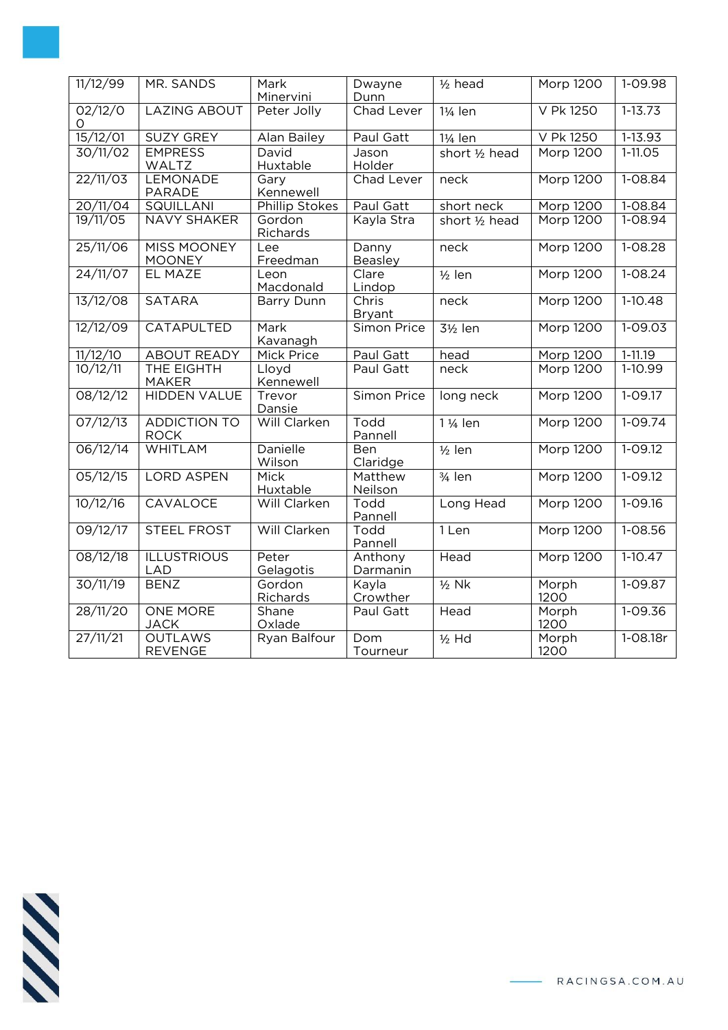| | | | | | | |
|---|---|---|---|---|---|---|
| 11/12/99 | MR. SANDS | Mark Minervini | Dwayne Dunn | ½ head | Morp 1200 | 1-09.98 |
| 02/12/00 | LAZING ABOUT | Peter Jolly | Chad Lever | 1¼ len | V Pk 1250 | 1-13.73 |
| 15/12/01 | SUZY GREY | Alan Bailey | Paul Gatt | 1¼ len | V Pk 1250 | 1-13.93 |
| 30/11/02 | EMPRESS WALTZ | David Huxtable | Jason Holder | short ½ head | Morp 1200 | 1-11.05 |
| 22/11/03 | LEMONADE PARADE | Gary Kennewell | Chad Lever | neck | Morp 1200 | 1-08.84 |
| 20/11/04 | SQUILLANI | Phillip Stokes | Paul Gatt | short neck | Morp 1200 | 1-08.84 |
| 19/11/05 | NAVY SHAKER | Gordon Richards | Kayla Stra | short ½ head | Morp 1200 | 1-08.94 |
| 25/11/06 | MISS MOONEY MOONEY | Lee Freedman | Danny Beasley | neck | Morp 1200 | 1-08.28 |
| 24/11/07 | EL MAZE | Leon Macdonald | Clare Lindop | ½ len | Morp 1200 | 1-08.24 |
| 13/12/08 | SATARA | Barry Dunn | Chris Bryant | neck | Morp 1200 | 1-10.48 |
| 12/12/09 | CATAPULTED | Mark Kavanagh | Simon Price | 3½ len | Morp 1200 | 1-09.03 |
| 11/12/10 | ABOUT READY | Mick Price | Paul Gatt | head | Morp 1200 | 1-11.19 |
| 10/12/11 | THE EIGHTH MAKER | Lloyd Kennewell | Paul Gatt | neck | Morp 1200 | 1-10.99 |
| 08/12/12 | HIDDEN VALUE | Trevor Dansie | Simon Price | long neck | Morp 1200 | 1-09.17 |
| 07/12/13 | ADDICTION TO ROCK | Will Clarken | Todd Pannell | 1 ¼ len | Morp 1200 | 1-09.74 |
| 06/12/14 | WHITLAM | Danielle Wilson | Ben Claridge | ½ len | Morp 1200 | 1-09.12 |
| 05/12/15 | LORD ASPEN | Mick Huxtable | Matthew Neilson | ¾ len | Morp 1200 | 1-09.12 |
| 10/12/16 | CAVALOCE | Will Clarken | Todd Pannell | Long Head | Morp 1200 | 1-09.16 |
| 09/12/17 | STEEL FROST | Will Clarken | Todd Pannell | 1 Len | Morp 1200 | 1-08.56 |
| 08/12/18 | ILLUSTRIOUS LAD | Peter Gelagotis | Anthony Darmanin | Head | Morp 1200 | 1-10.47 |
| 30/11/19 | BENZ | Gordon Richards | Kayla Crowther | ½ Nk | Morph 1200 | 1-09.87 |
| 28/11/20 | ONE MORE JACK | Shane Oxlade | Paul Gatt | Head | Morph 1200 | 1-09.36 |
| 27/11/21 | OUTLAWS REVENGE | Ryan Balfour | Dom Tourneur | ½ Hd | Morph 1200 | 1-08.18r |